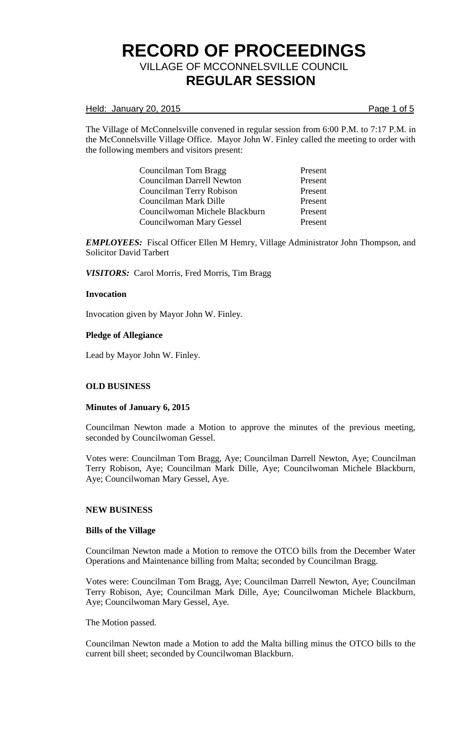# RECORD OF PROCEEDINGS

## VILLAGE OF MCCONNELSVILLE COUNCIL

## REGULAR SESSION

Held: January 20, 2015

The Village of McConnelsville convened in regular session from 6:00 P.M. to 7:17 P.M. in the McConnelsville Village Office. Mayor John W. Finley called the meeting to order with the following members and visitors present:

| | |
|---|---|
| Councilman Tom Bragg | Present |
| Councilman Darrell Newton | Present |
| Councilman Terry Robison | Present |
| Councilman Mark Dille | Present |
| Councilwoman Michele Blackburn | Present |
| Councilwoman Mary Gessel | Present |

***EMPLOYEES:*** Fiscal Officer Ellen M Hemry, Village Administrator John Thompson, and Solicitor David Tarbert

***VISITORS:*** Carol Morris, Fred Morris, Tim Bragg

**Invocation**

Invocation given by Mayor John W. Finley.

**Pledge of Allegiance**

Lead by Mayor John W. Finley.

**OLD BUSINESS**

**Minutes of January 6, 2015**

Councilman Newton made a Motion to approve the minutes of the previous meeting, seconded by Councilwoman Gessel.

Votes were: Councilman Tom Bragg, Aye; Councilman Darrell Newton, Aye; Councilman Terry Robison, Aye; Councilman Mark Dille, Aye; Councilwoman Michele Blackburn, Aye; Councilwoman Mary Gessel, Aye.

**NEW BUSINESS**

**Bills of the Village**

Councilman Newton made a Motion to remove the OTCO bills from the December Water Operations and Maintenance billing from Malta; seconded by Councilman Bragg.

Votes were: Councilman Tom Bragg, Aye; Councilman Darrell Newton, Aye; Councilman Terry Robison, Aye; Councilman Mark Dille, Aye; Councilwoman Michele Blackburn, Aye; Councilwoman Mary Gessel, Aye.

The Motion passed.

Councilman Newton made a Motion to add the Malta billing minus the OTCO bills to the current bill sheet; seconded by Councilwoman Blackburn.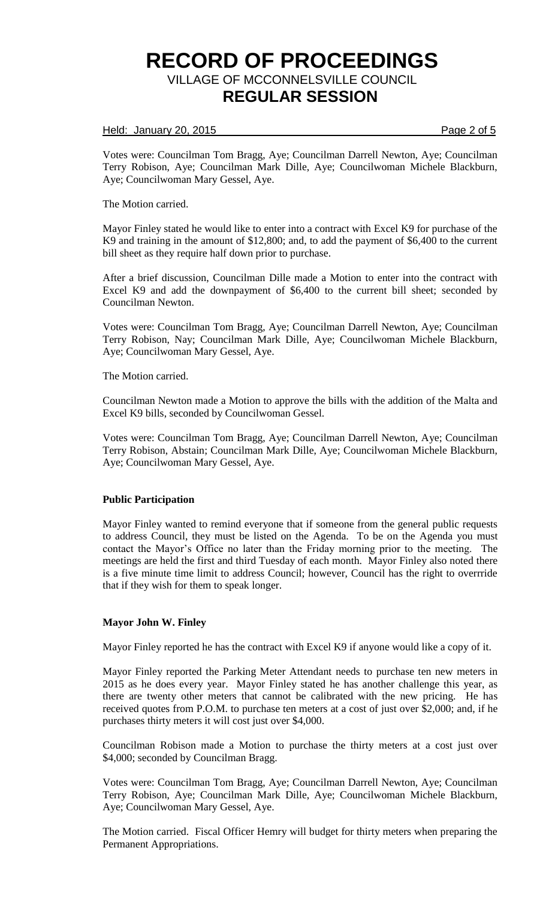Votes were: Councilman Tom Bragg, Aye; Councilman Darrell Newton, Aye; Councilman Terry Robison, Aye; Councilman Mark Dille, Aye; Councilwoman Michele Blackburn, Aye; Councilwoman Mary Gessel, Aye.

The Motion carried.

Mayor Finley stated he would like to enter into a contract with Excel K9 for purchase of the K9 and training in the amount of $12,800; and, to add the payment of $6,400 to the current bill sheet as they require half down prior to purchase.

After a brief discussion, Councilman Dille made a Motion to enter into the contract with Excel K9 and add the downpayment of $6,400 to the current bill sheet; seconded by Councilman Newton.

Votes were: Councilman Tom Bragg, Aye; Councilman Darrell Newton, Aye; Councilman Terry Robison, Nay; Councilman Mark Dille, Aye; Councilwoman Michele Blackburn, Aye; Councilwoman Mary Gessel, Aye.

The Motion carried.

Councilman Newton made a Motion to approve the bills with the addition of the Malta and Excel K9 bills, seconded by Councilwoman Gessel.

Votes were: Councilman Tom Bragg, Aye; Councilman Darrell Newton, Aye; Councilman Terry Robison, Abstain; Councilman Mark Dille, Aye; Councilwoman Michele Blackburn, Aye; Councilwoman Mary Gessel, Aye.

**Public Participation**

Mayor Finley wanted to remind everyone that if someone from the general public requests to address Council, they must be listed on the Agenda. To be on the Agenda you must contact the Mayor's Office no later than the Friday morning prior to the meeting. The meetings are held the first and third Tuesday of each month. Mayor Finley also noted there is a five minute time limit to address Council; however, Council has the right to overrride that if they wish for them to speak longer.

**Mayor John W. Finley**

Mayor Finley reported he has the contract with Excel K9 if anyone would like a copy of it.

Mayor Finley reported the Parking Meter Attendant needs to purchase ten new meters in 2015 as he does every year. Mayor Finley stated he has another challenge this year, as there are twenty other meters that cannot be calibrated with the new pricing. He has received quotes from P.O.M. to purchase ten meters at a cost of just over $2,000; and, if he purchases thirty meters it will cost just over $4,000.

Councilman Robison made a Motion to purchase the thirty meters at a cost just over $4,000; seconded by Councilman Bragg.

Votes were: Councilman Tom Bragg, Aye; Councilman Darrell Newton, Aye; Councilman Terry Robison, Aye; Councilman Mark Dille, Aye; Councilwoman Michele Blackburn, Aye; Councilwoman Mary Gessel, Aye.

The Motion carried. Fiscal Officer Hemry will budget for thirty meters when preparing the Permanent Appropriations.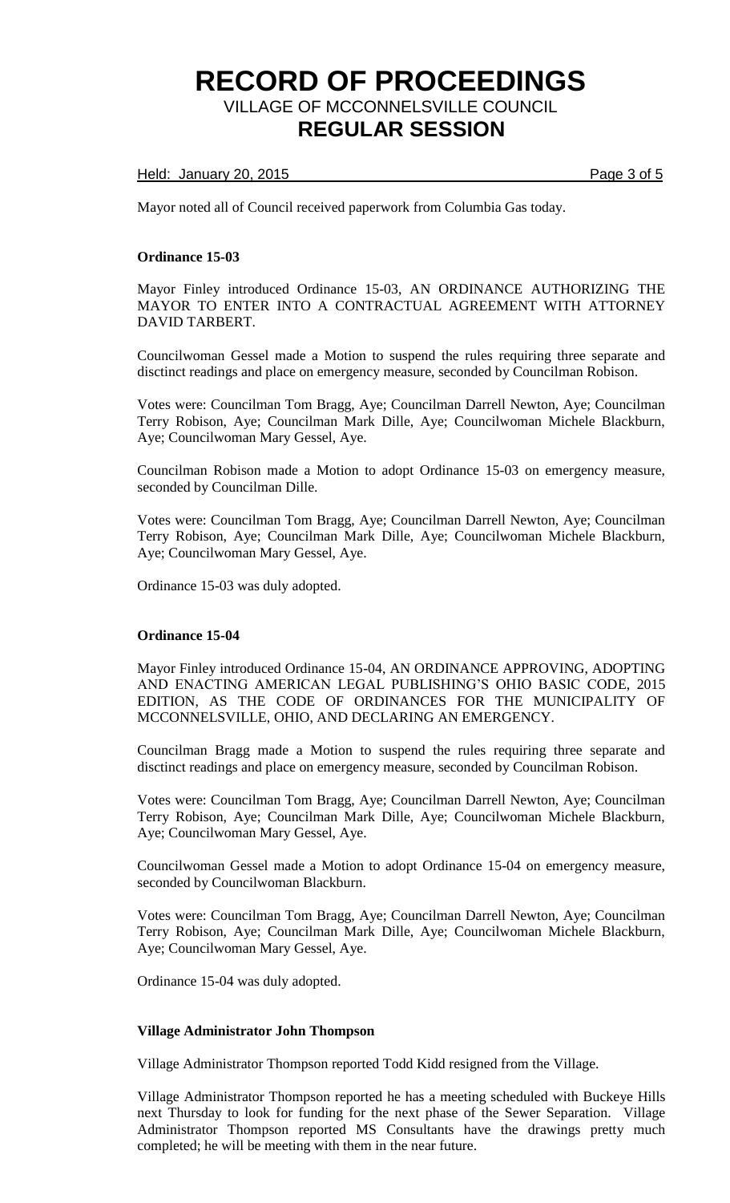Mayor noted all of Council received paperwork from Columbia Gas today.

**Ordinance 15-03**

Mayor Finley introduced Ordinance 15-03, AN ORDINANCE AUTHORIZING THE MAYOR TO ENTER INTO A CONTRACTUAL AGREEMENT WITH ATTORNEY DAVID TARBERT.

Councilwoman Gessel made a Motion to suspend the rules requiring three separate and disctinct readings and place on emergency measure, seconded by Councilman Robison.

Votes were: Councilman Tom Bragg, Aye; Councilman Darrell Newton, Aye; Councilman Terry Robison, Aye; Councilman Mark Dille, Aye; Councilwoman Michele Blackburn, Aye; Councilwoman Mary Gessel, Aye.

Councilman Robison made a Motion to adopt Ordinance 15-03 on emergency measure, seconded by Councilman Dille.

Votes were: Councilman Tom Bragg, Aye; Councilman Darrell Newton, Aye; Councilman Terry Robison, Aye; Councilman Mark Dille, Aye; Councilwoman Michele Blackburn, Aye; Councilwoman Mary Gessel, Aye.

Ordinance 15-03 was duly adopted.

**Ordinance 15-04**

Mayor Finley introduced Ordinance 15-04, AN ORDINANCE APPROVING, ADOPTING AND ENACTING AMERICAN LEGAL PUBLISHING'S OHIO BASIC CODE, 2015 EDITION, AS THE CODE OF ORDINANCES FOR THE MUNICIPALITY OF MCCONNELSVILLE, OHIO, AND DECLARING AN EMERGENCY.

Councilman Bragg made a Motion to suspend the rules requiring three separate and disctinct readings and place on emergency measure, seconded by Councilman Robison.

Votes were: Councilman Tom Bragg, Aye; Councilman Darrell Newton, Aye; Councilman Terry Robison, Aye; Councilman Mark Dille, Aye; Councilwoman Michele Blackburn, Aye; Councilwoman Mary Gessel, Aye.

Councilwoman Gessel made a Motion to adopt Ordinance 15-04 on emergency measure, seconded by Councilwoman Blackburn.

Votes were: Councilman Tom Bragg, Aye; Councilman Darrell Newton, Aye; Councilman Terry Robison, Aye; Councilman Mark Dille, Aye; Councilwoman Michele Blackburn, Aye; Councilwoman Mary Gessel, Aye.

Ordinance 15-04 was duly adopted.

**Village Administrator John Thompson**

Village Administrator Thompson reported Todd Kidd resigned from the Village.

Village Administrator Thompson reported he has a meeting scheduled with Buckeye Hills next Thursday to look for funding for the next phase of the Sewer Separation. Village Administrator Thompson reported MS Consultants have the drawings pretty much completed; he will be meeting with them in the near future.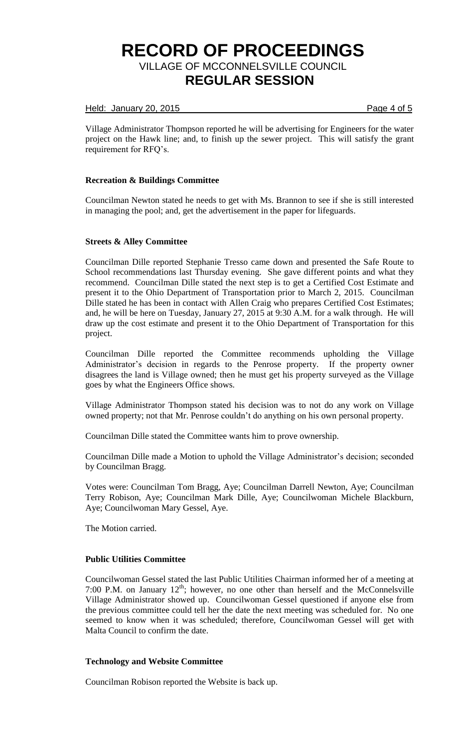Village Administrator Thompson reported he will be advertising for Engineers for the water project on the Hawk line; and, to finish up the sewer project. This will satisfy the grant requirement for RFQ's.

**Recreation & Buildings Committee**

Councilman Newton stated he needs to get with Ms. Brannon to see if she is still interested in managing the pool; and, get the advertisement in the paper for lifeguards.

**Streets & Alley Committee**

Councilman Dille reported Stephanie Tresso came down and presented the Safe Route to School recommendations last Thursday evening. She gave different points and what they recommend. Councilman Dille stated the next step is to get a Certified Cost Estimate and present it to the Ohio Department of Transportation prior to March 2, 2015. Councilman Dille stated he has been in contact with Allen Craig who prepares Certified Cost Estimates; and, he will be here on Tuesday, January 27, 2015 at 9:30 A.M. for a walk through. He will draw up the cost estimate and present it to the Ohio Department of Transportation for this project.

Councilman Dille reported the Committee recommends upholding the Village Administrator's decision in regards to the Penrose property. If the property owner disagrees the land is Village owned; then he must get his property surveyed as the Village goes by what the Engineers Office shows.

Village Administrator Thompson stated his decision was to not do any work on Village owned property; not that Mr. Penrose couldn't do anything on his own personal property.

Councilman Dille stated the Committee wants him to prove ownership.

Councilman Dille made a Motion to uphold the Village Administrator's decision; seconded by Councilman Bragg.

Votes were: Councilman Tom Bragg, Aye; Councilman Darrell Newton, Aye; Councilman Terry Robison, Aye; Councilman Mark Dille, Aye; Councilwoman Michele Blackburn, Aye; Councilwoman Mary Gessel, Aye.

The Motion carried.

**Public Utilities Committee**

Councilwoman Gessel stated the last Public Utilities Chairman informed her of a meeting at 7:00 P.M. on January 12th; however, no one other than herself and the McConnelsville Village Administrator showed up. Councilwoman Gessel questioned if anyone else from the previous committee could tell her the date the next meeting was scheduled for. No one seemed to know when it was scheduled; therefore, Councilwoman Gessel will get with Malta Council to confirm the date.

**Technology and Website Committee**

Councilman Robison reported the Website is back up.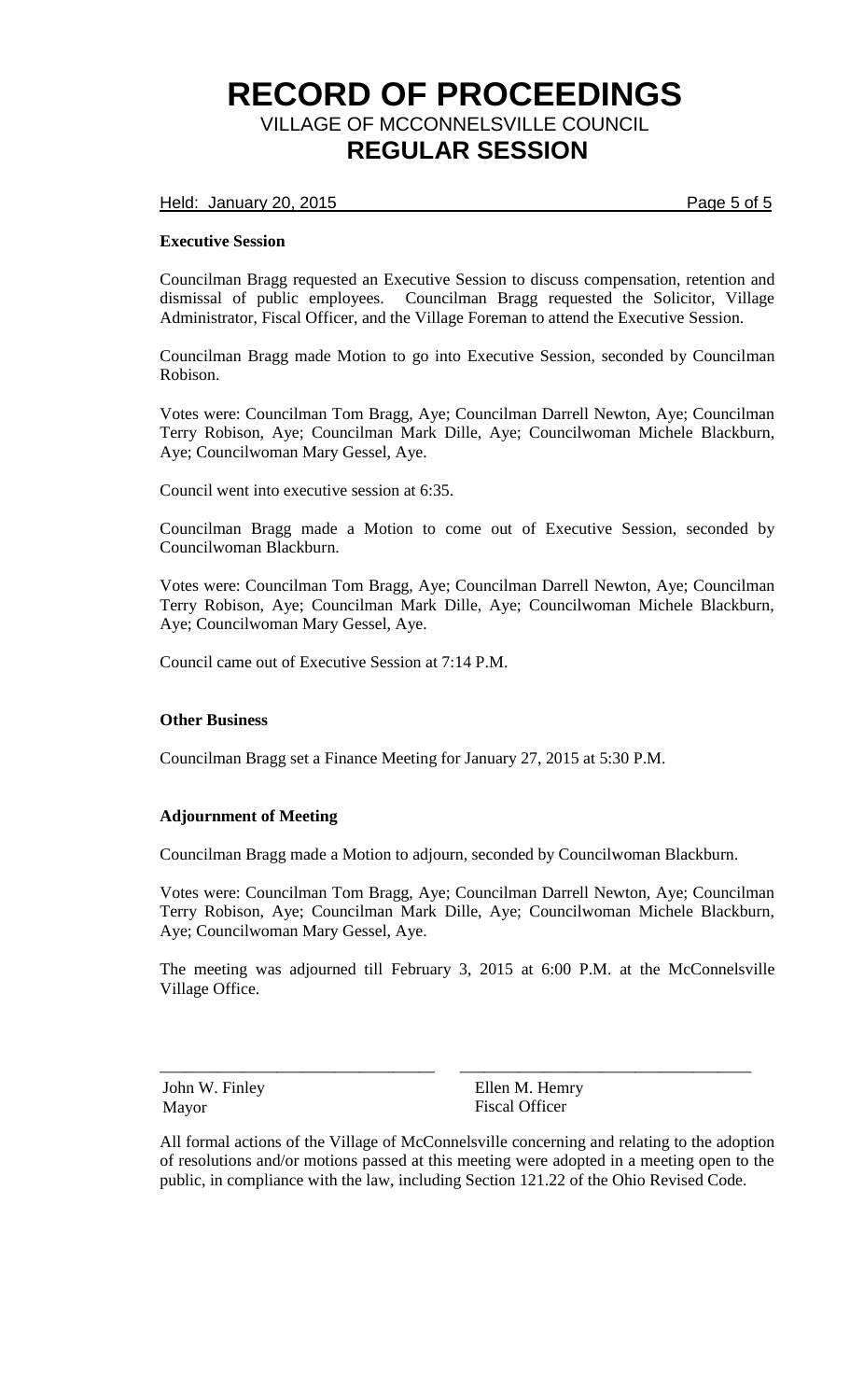#### Executive Session

Councilman Bragg requested an Executive Session to discuss compensation, retention and dismissal of public employees. Councilman Bragg requested the Solicitor, Village Administrator, Fiscal Officer, and the Village Foreman to attend the Executive Session.

Councilman Bragg made Motion to go into Executive Session, seconded by Councilman Robison.

Votes were: Councilman Tom Bragg, Aye; Councilman Darrell Newton, Aye; Councilman Terry Robison, Aye; Councilman Mark Dille, Aye; Councilwoman Michele Blackburn, Aye; Councilwoman Mary Gessel, Aye.

Council went into executive session at 6:35.

Councilman Bragg made a Motion to come out of Executive Session, seconded by Councilwoman Blackburn.

Votes were: Councilman Tom Bragg, Aye; Councilman Darrell Newton, Aye; Councilman Terry Robison, Aye; Councilman Mark Dille, Aye; Councilwoman Michele Blackburn, Aye; Councilwoman Mary Gessel, Aye.

Council came out of Executive Session at 7:14 P.M.

#### Other Business

Councilman Bragg set a Finance Meeting for January 27, 2015 at 5:30 P.M.

#### Adjournment of Meeting

Councilman Bragg made a Motion to adjourn, seconded by Councilwoman Blackburn.

Votes were: Councilman Tom Bragg, Aye; Councilman Darrell Newton, Aye; Councilman Terry Robison, Aye; Councilman Mark Dille, Aye; Councilwoman Michele Blackburn, Aye; Councilwoman Mary Gessel, Aye.

The meeting was adjourned till February 3, 2015 at 6:00 P.M. at the McConnelsville Village Office.

_______________________________ _______________________________

John W. Finley
Mayor

Ellen M. Hemry
Fiscal Officer

All formal actions of the Village of McConnelsville concerning and relating to the adoption of resolutions and/or motions passed at this meeting were adopted in a meeting open to the public, in compliance with the law, including Section 121.22 of the Ohio Revised Code.